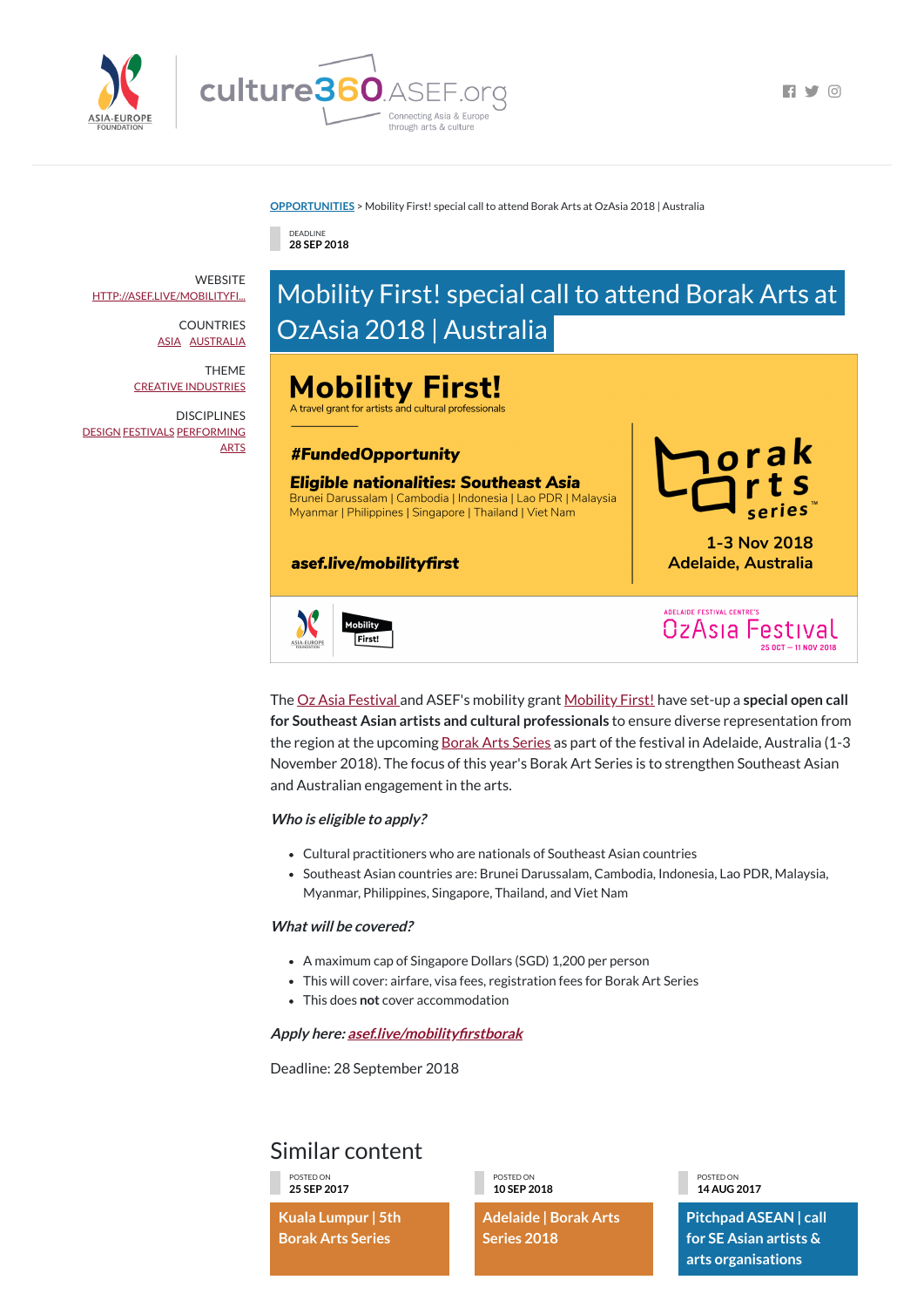OPPORTUNITIES > Mobility First! special call to attend Borak Arts at OzAsia 2018 | Australia

DEADLINE
**28 SEP 2018**

WEBSITE
HTTP://ASEF.LIVE/MOBILITYFI...

COUNTRIES
ASIA AUSTRALIA

THEME
CREATIVE INDUSTRIES

DISCIPLINES
DESIGN FESTIVALS PERFORMING ARTS

# Mobility First! special call to attend Borak Arts at OzAsia 2018 | Australia

**Mobility First!**
A travel grant for artists and cultural professionals

***#FundedOpportunity***

***Eligible nationalities: Southeast Asia***
Brunei Darussalam | Cambodia | Indonesia | Lao PDR | Malaysia
Myanmar | Philippines | Singapore | Thailand | Viet Nam

**asef.live/mobilityfirst**

Borak Arts series
1-3 Nov 2018
Adelaide, Australia

Adelaide Festival Centre's OzAsia Festival 25 OCT – 11 NOV 2018

The Oz Asia Festival and ASEF's mobility grant Mobility First! have set-up a **special open call for Southeast Asian artists and cultural professionals** to ensure diverse representation from the region at the upcoming Borak Arts Series as part of the festival in Adelaide, Australia (1-3 November 2018). The focus of this year's Borak Art Series is to strengthen Southeast Asian and Australian engagement in the arts.

***Who is eligible to apply?***

- Cultural practitioners who are nationals of Southeast Asian countries
- Southeast Asian countries are: Brunei Darussalam, Cambodia, Indonesia, Lao PDR, Malaysia, Myanmar, Philippines, Singapore, Thailand, and Viet Nam

***What will be covered?***

- A maximum cap of Singapore Dollars (SGD) 1,200 per person
- This will cover: airfare, visa fees, registration fees for Borak Art Series
- This does **not** cover accommodation

***Apply here: asef.live/mobilityfirstborak***

Deadline: 28 September 2018

## Similar content

POSTED ON
**25 SEP 2017**
**Kuala Lumpur | 5th Borak Arts Series**

POSTED ON
**10 SEP 2018**
**Adelaide | Borak Arts Series 2018**

POSTED ON
**14 AUG 2017**
**Pitchpad ASEAN | call for SE Asian artists & arts organisations**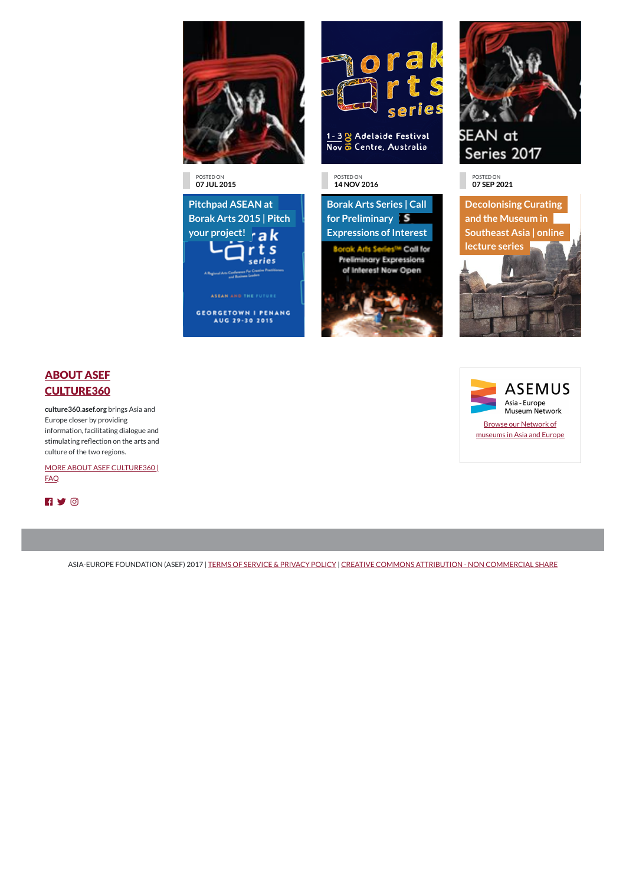POSTED ON
07 JUL 2015

Pitchpad ASEAN at Borak Arts 2015 | Pitch your project!

POSTED ON
14 NOV 2016

Borak Arts Series | Call for Preliminary Expressions of Interest

POSTED ON
07 SEP 2021

Decolonising Curating and the Museum in Southeast Asia | online lecture series

## ABOUT ASEF CULTURE360

**culture360.asef.org** brings Asia and Europe closer by providing information, facilitating dialogue and stimulating reflection on the arts and culture of the two regions.

MORE ABOUT ASEF CULTURE360 | FAQ

ASEMUS
Asia - Europe
Museum Network

Browse our Network of museums in Asia and Europe

ASIA-EUROPE FOUNDATION (ASEF) 2017 | TERMS OF SERVICE & PRIVACY POLICY | CREATIVE COMMONS ATTRIBUTION - NON COMMERCIAL SHARE